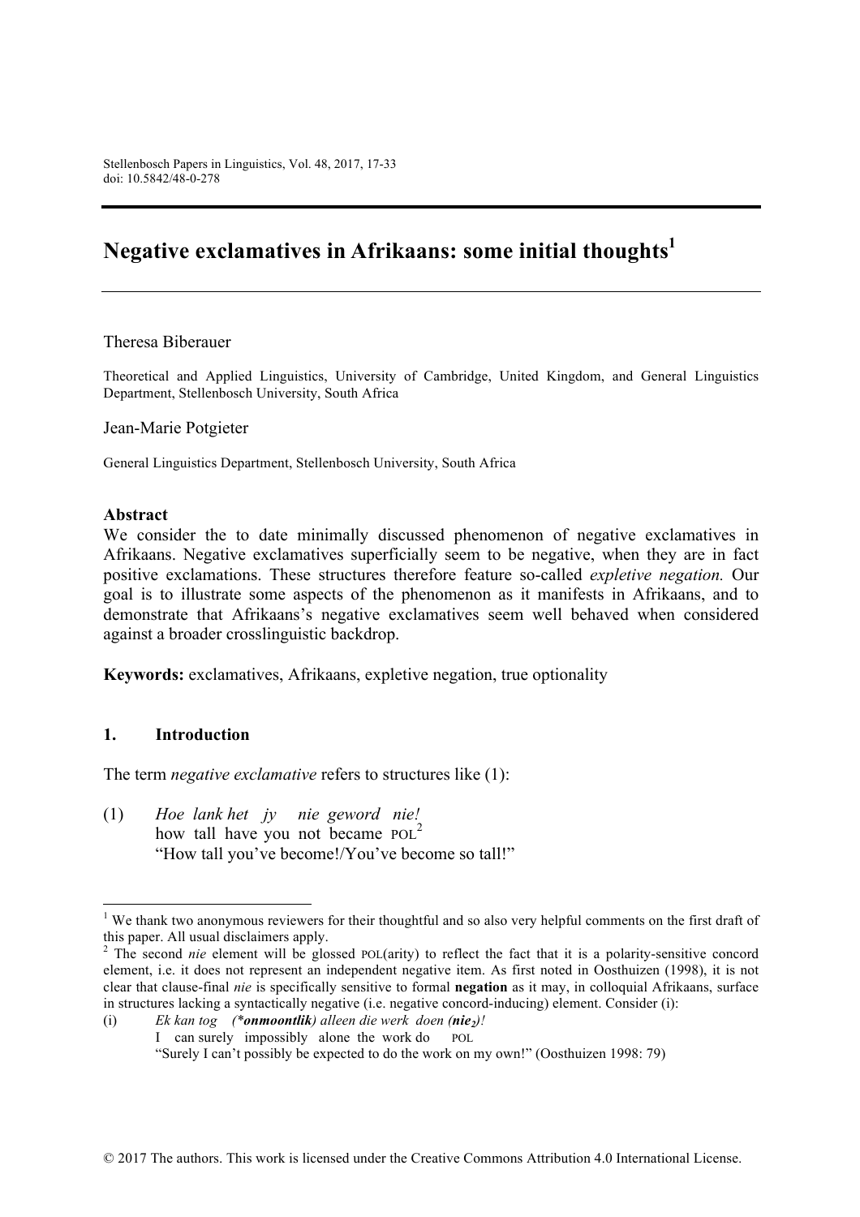Stellenbosch Papers in Linguistics, Vol. 48, 2017, 17-33
doi: 10.5842/48-0-278

# Negative exclamatives in Afrikaans: some initial thoughts[1]

Theresa Biberauer

Theoretical and Applied Linguistics, University of Cambridge, United Kingdom, and General Linguistics Department, Stellenbosch University, South Africa

Jean-Marie Potgieter

General Linguistics Department, Stellenbosch University, South Africa

**Abstract**

We consider the to date minimally discussed phenomenon of negative exclamatives in Afrikaans. Negative exclamatives superficially seem to be negative, when they are in fact positive exclamations. These structures therefore feature so-called *expletive negation.* Our goal is to illustrate some aspects of the phenomenon as it manifests in Afrikaans, and to demonstrate that Afrikaans's negative exclamatives seem well behaved when considered against a broader crosslinguistic backdrop.

**Keywords:** exclamatives, Afrikaans, expletive negation, true optionality

## 1. Introduction

The term *negative exclamative* refers to structures like (1):

(1) *Hoe lank het jy nie geword nie!*
how tall have you not became POL[2]
"How tall you've become!/You've become so tall!"

---

[1] We thank two anonymous reviewers for their thoughtful and so also very helpful comments on the first draft of this paper. All usual disclaimers apply.

[2] The second *nie* element will be glossed POL(arity) to reflect the fact that it is a polarity-sensitive concord element, i.e. it does not represent an independent negative item. As first noted in Oosthuizen (1998), it is not clear that clause-final *nie* is specifically sensitive to formal **negation** as it may, in colloquial Afrikaans, surface in structures lacking a syntactically negative (i.e. negative concord-inducing) element. Consider (i):

(i) *Ek kan tog (\****onmoontlik****) alleen die werk doen (****nie$_2$****)!*
I can surely impossibly alone the work do POL
"Surely I can't possibly be expected to do the work on my own!" (Oosthuizen 1998: 79)

© 2017 The authors. This work is licensed under the Creative Commons Attribution 4.0 International License.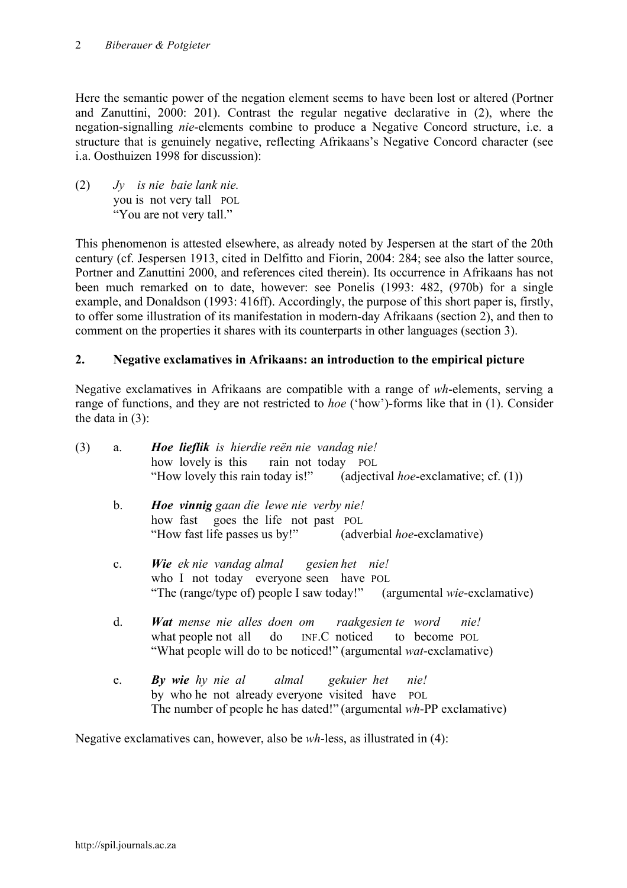Here the semantic power of the negation element seems to have been lost or altered (Portner and Zanuttini, 2000: 201). Contrast the regular negative declarative in (2), where the negation-signalling *nie*-elements combine to produce a Negative Concord structure, i.e. a structure that is genuinely negative, reflecting Afrikaans's Negative Concord character (see i.a. Oosthuizen 1998 for discussion):

(2) *Jy is nie baie lank nie.*
you is not very tall POL
"You are not very tall."

This phenomenon is attested elsewhere, as already noted by Jespersen at the start of the 20th century (cf. Jespersen 1913, cited in Delfitto and Fiorin, 2004: 284; see also the latter source, Portner and Zanuttini 2000, and references cited therein). Its occurrence in Afrikaans has not been much remarked on to date, however: see Ponelis (1993: 482, (970b) for a single example, and Donaldson (1993: 416ff). Accordingly, the purpose of this short paper is, firstly, to offer some illustration of its manifestation in modern-day Afrikaans (section 2), and then to comment on the properties it shares with its counterparts in other languages (section 3).

## 2. Negative exclamatives in Afrikaans: an introduction to the empirical picture

Negative exclamatives in Afrikaans are compatible with a range of *wh*-elements, serving a range of functions, and they are not restricted to *hoe* ('how')-forms like that in (1). Consider the data in (3):

(3) a. ***Hoe lieflik** is hierdie reën nie vandag nie!*
how lovely is this rain not today POL
"How lovely this rain today is!" (adjectival *hoe*-exclamative; cf. (1))

b. ***Hoe vinnig** gaan die lewe nie verby nie!*
how fast goes the life not past POL
"How fast life passes us by!" (adverbial *hoe*-exclamative)

c. ***Wie** ek nie vandag almal gesien het nie!*
who I not today everyone seen have POL
"The (range/type of) people I saw today!" (argumental *wie*-exclamative)

d. ***Wat** mense nie alles doen om raakgesien te word nie!*
what people not all do INF.C noticed to become POL
"What people will do to be noticed!" (argumental *wat*-exclamative)

e. ***By wie** hy nie al almal gekuier het nie!*
by who he not already everyone visited have POL
The number of people he has dated!" (argumental *wh*-PP exclamative)

Negative exclamatives can, however, also be *wh*-less, as illustrated in (4):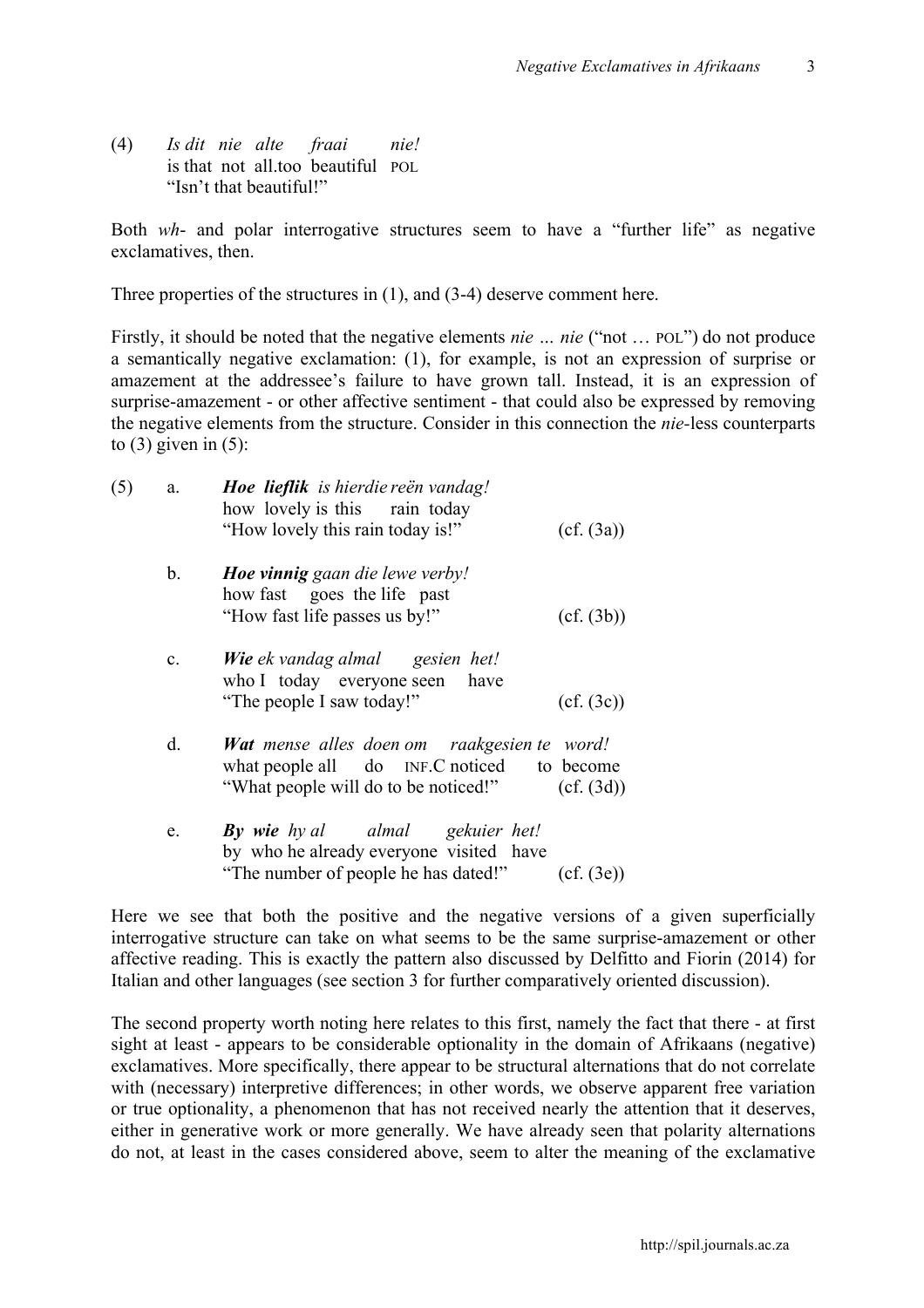(4) *Is dit nie alte fraai nie!*
is that not all.too beautiful POL
"Isn't that beautiful!"

Both *wh*- and polar interrogative structures seem to have a "further life" as negative exclamatives, then.

Three properties of the structures in (1), and (3-4) deserve comment here.

Firstly, it should be noted that the negative elements *nie … nie* ("not … POL") do not produce a semantically negative exclamation: (1), for example, is not an expression of surprise or amazement at the addressee's failure to have grown tall. Instead, it is an expression of surprise-amazement - or other affective sentiment - that could also be expressed by removing the negative elements from the structure. Consider in this connection the *nie*-less counterparts to (3) given in (5):

(5) a. ***Hoe lieflik*** *is hierdie reën vandag!*
how lovely is this rain today
"How lovely this rain today is!" (cf. (3a))

b. ***Hoe vinnig*** *gaan die lewe verby!*
how fast goes the life past
"How fast life passes us by!" (cf. (3b))

c. ***Wie*** *ek vandag almal gesien het!*
who I today everyone seen have
"The people I saw today!" (cf. (3c))

d. ***Wat*** *mense alles doen om raakgesien te word!*
what people all do INF.C noticed to become
"What people will do to be noticed!" (cf. (3d))

e. ***By wie*** *hy al almal gekuier het!*
by who he already everyone visited have
"The number of people he has dated!" (cf. (3e))

Here we see that both the positive and the negative versions of a given superficially interrogative structure can take on what seems to be the same surprise-amazement or other affective reading. This is exactly the pattern also discussed by Delfitto and Fiorin (2014) for Italian and other languages (see section 3 for further comparatively oriented discussion).

The second property worth noting here relates to this first, namely the fact that there - at first sight at least - appears to be considerable optionality in the domain of Afrikaans (negative) exclamatives. More specifically, there appear to be structural alternations that do not correlate with (necessary) interpretive differences; in other words, we observe apparent free variation or true optionality, a phenomenon that has not received nearly the attention that it deserves, either in generative work or more generally. We have already seen that polarity alternations do not, at least in the cases considered above, seem to alter the meaning of the exclamative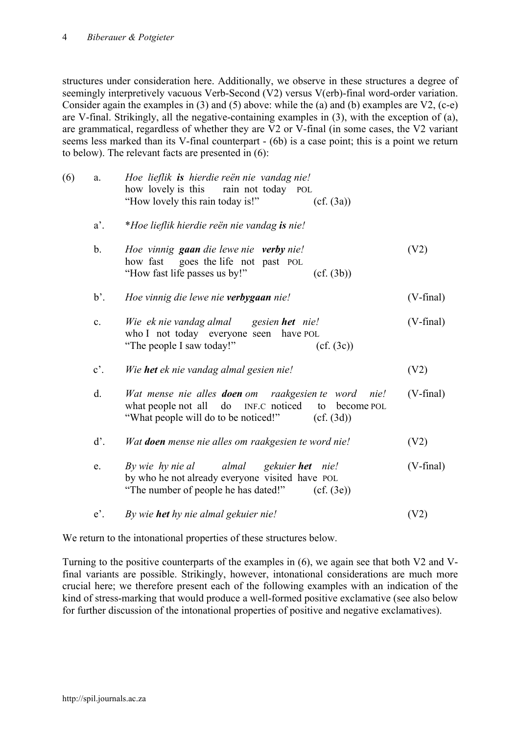structures under consideration here. Additionally, we observe in these structures a degree of seemingly interpretively vacuous Verb-Second (V2) versus V(erb)-final word-order variation. Consider again the examples in (3) and (5) above: while the (a) and (b) examples are V2, (c-e) are V-final. Strikingly, all the negative-containing examples in (3), with the exception of (a), are grammatical, regardless of whether they are V2 or V-final (in some cases, the V2 variant seems less marked than its V-final counterpart - (6b) is a case point; this is a point we return to below). The relevant facts are presented in (6):

(6) a. *Hoe lieflik **is** hierdie reën nie vandag nie!*
   how lovely is this rain not today POL
   "How lovely this rain today is!" (cf. (3a))

a'. \**Hoe lieflik hierdie reën nie vandag **is** nie!*

b. *Hoe vinnig **gaan** die lewe nie **verby** nie!* (V2)
   how fast goes the life not past POL
   "How fast life passes us by!" (cf. (3b))

b'. *Hoe vinnig die lewe nie **verbygaan** nie!* (V-final)

c. *Wie ek nie vandag almal gesien **het** nie!* (V-final)
   who I not today everyone seen have POL
   "The people I saw today!" (cf. (3c))

c'. *Wie **het** ek nie vandag almal gesien nie!* (V2)

d. *Wat mense nie alles **doen** om raakgesien te word nie!* (V-final)
   what people not all do INF.C noticed to become POL
   "What people will do to be noticed!" (cf. (3d))

d'. *Wat **doen** mense nie alles om raakgesien te word nie!* (V2)

e. *By wie hy nie al almal gekuier **het** nie!* (V-final)
   by who he not already everyone visited have POL
   "The number of people he has dated!" (cf. (3e))

e'. *By wie **het** hy nie almal gekuier nie!* (V2)

We return to the intonational properties of these structures below.

Turning to the positive counterparts of the examples in (6), we again see that both V2 and V-final variants are possible. Strikingly, however, intonational considerations are much more crucial here; we therefore present each of the following examples with an indication of the kind of stress-marking that would produce a well-formed positive exclamative (see also below for further discussion of the intonational properties of positive and negative exclamatives).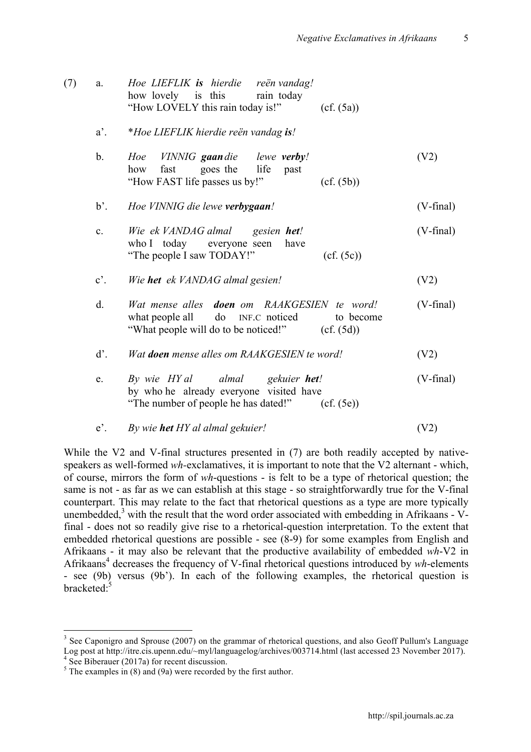(7) a. *Hoe LIEFLIK **is** hierdie reën vandag!*
how lovely is this rain today
"How LOVELY this rain today is!" (cf. (5a))

a'. \**Hoe LIEFLIK hierdie reën vandag **is**!*

b. *Hoe VINNIG **gaan** die lewe **verby**!* (V2)
how fast goes the life past
"How FAST life passes us by!" (cf. (5b))

b'. *Hoe VINNIG die lewe **verbygaan**!* (V-final)

c. *Wie ek VANDAG almal gesien **het**!* (V-final)
who I today everyone seen have
"The people I saw TODAY!" (cf. (5c))

c'. *Wie **het** ek VANDAG almal gesien!* (V2)

d. *Wat mense alles **doen** om RAAKGESIEN te word!* (V-final)
what people all do INF.C noticed to become
"What people will do to be noticed!" (cf. (5d))

d'. *Wat **doen** mense alles om RAAKGESIEN te word!* (V2)

e. *By wie HY al almal gekuier **het**!* (V-final)
by who he already everyone visited have
"The number of people he has dated!" (cf. (5e))

e'. *By wie **het** HY al almal gekuier!* (V2)

While the V2 and V-final structures presented in (7) are both readily accepted by native-speakers as well-formed *wh*-exclamatives, it is important to note that the V2 alternant - which, of course, mirrors the form of *wh*-questions - is felt to be a type of rhetorical question; the same is not - as far as we can establish at this stage - so straightforwardly true for the V-final counterpart. This may relate to the fact that rhetorical questions as a type are more typically unembedded,[3] with the result that the word order associated with embedding in Afrikaans - V-final - does not so readily give rise to a rhetorical-question interpretation. To the extent that embedded rhetorical questions are possible - see (8-9) for some examples from English and Afrikaans - it may also be relevant that the productive availability of embedded *wh*-V2 in Afrikaans[4] decreases the frequency of V-final rhetorical questions introduced by *wh*-elements - see (9b) versus (9b'). In each of the following examples, the rhetorical question is bracketed:[5]

---

[3] See Caponigro and Sprouse (2007) on the grammar of rhetorical questions, and also Geoff Pullum's Language Log post at http://itre.cis.upenn.edu/~myl/languagelog/archives/003714.html (last accessed 23 November 2017).

[4] See Biberauer (2017a) for recent discussion.

[5] The examples in (8) and (9a) were recorded by the first author.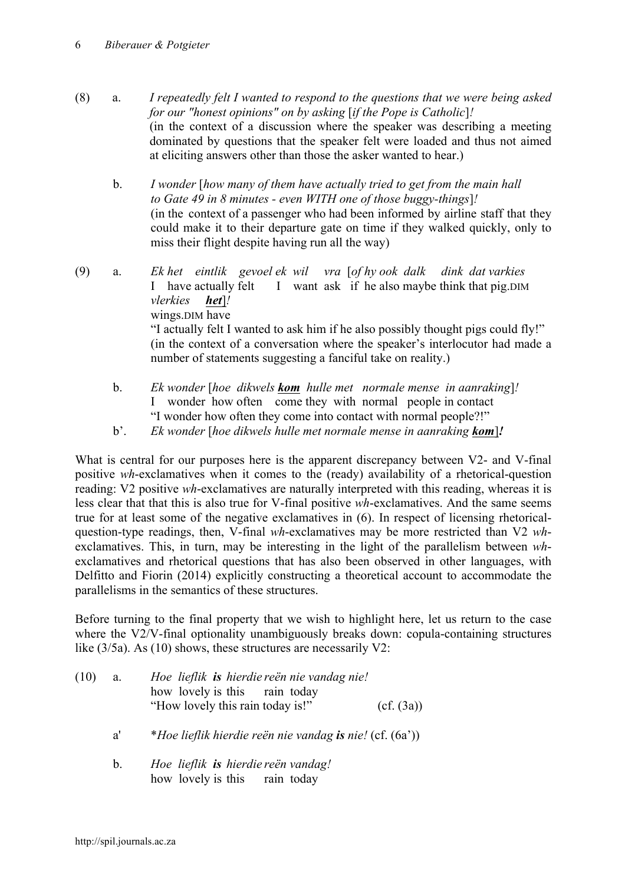(8) a. *I repeatedly felt I wanted to respond to the questions that we were being asked for our "honest opinions" on by asking* [*if the Pope is Catholic*]*!*
(in the context of a discussion where the speaker was describing a meeting dominated by questions that the speaker felt were loaded and thus not aimed at eliciting answers other than those the asker wanted to hear.)

b. *I wonder* [*how many of them have actually tried to get from the main hall to Gate 49 in 8 minutes - even WITH one of those buggy-things*]*!*
(in the context of a passenger who had been informed by airline staff that they could make it to their departure gate on time if they walked quickly, only to miss their flight despite having run all the way)

(9) a. *Ek het eintlik gevoel ek wil vra* [*of hy ook dalk dink dat varkies vlerkies* ***het***]*!*
I have actually felt I want ask if he also maybe think that pig.DIM wings.DIM have
"I actually felt I wanted to ask him if he also possibly thought pigs could fly!"
(in the context of a conversation where the speaker's interlocutor had made a number of statements suggesting a fanciful take on reality.)

b. *Ek wonder* [*hoe dikwels* ***kom*** *hulle met normale mense in aanraking*]*!*
I wonder how often come they with normal people in contact
"I wonder how often they come into contact with normal people?!"

b'. *Ek wonder* [*hoe dikwels hulle met normale mense in aanraking* ***kom***]***!***

What is central for our purposes here is the apparent discrepancy between V2- and V-final positive *wh*-exclamatives when it comes to the (ready) availability of a rhetorical-question reading: V2 positive *wh*-exclamatives are naturally interpreted with this reading, whereas it is less clear that that this is also true for V-final positive *wh*-exclamatives. And the same seems true for at least some of the negative exclamatives in (6). In respect of licensing rhetorical-question-type readings, then, V-final *wh*-exclamatives may be more restricted than V2 *wh*-exclamatives. This, in turn, may be interesting in the light of the parallelism between *wh*-exclamatives and rhetorical questions that has also been observed in other languages, with Delfitto and Fiorin (2014) explicitly constructing a theoretical account to accommodate the parallelisms in the semantics of these structures.

Before turning to the final property that we wish to highlight here, let us return to the case where the V2/V-final optionality unambiguously breaks down: copula-containing structures like (3/5a). As (10) shows, these structures are necessarily V2:

(10) a. *Hoe lieflik* ***is*** *hierdie reën nie vandag nie!*
how lovely is this rain today
"How lovely this rain today is!" (cf. (3a))

a' \**Hoe lieflik hierdie reën nie vandag* ***is*** *nie!* (cf. (6a'))

b. *Hoe lieflik* ***is*** *hierdie reën vandag!*
how lovely is this rain today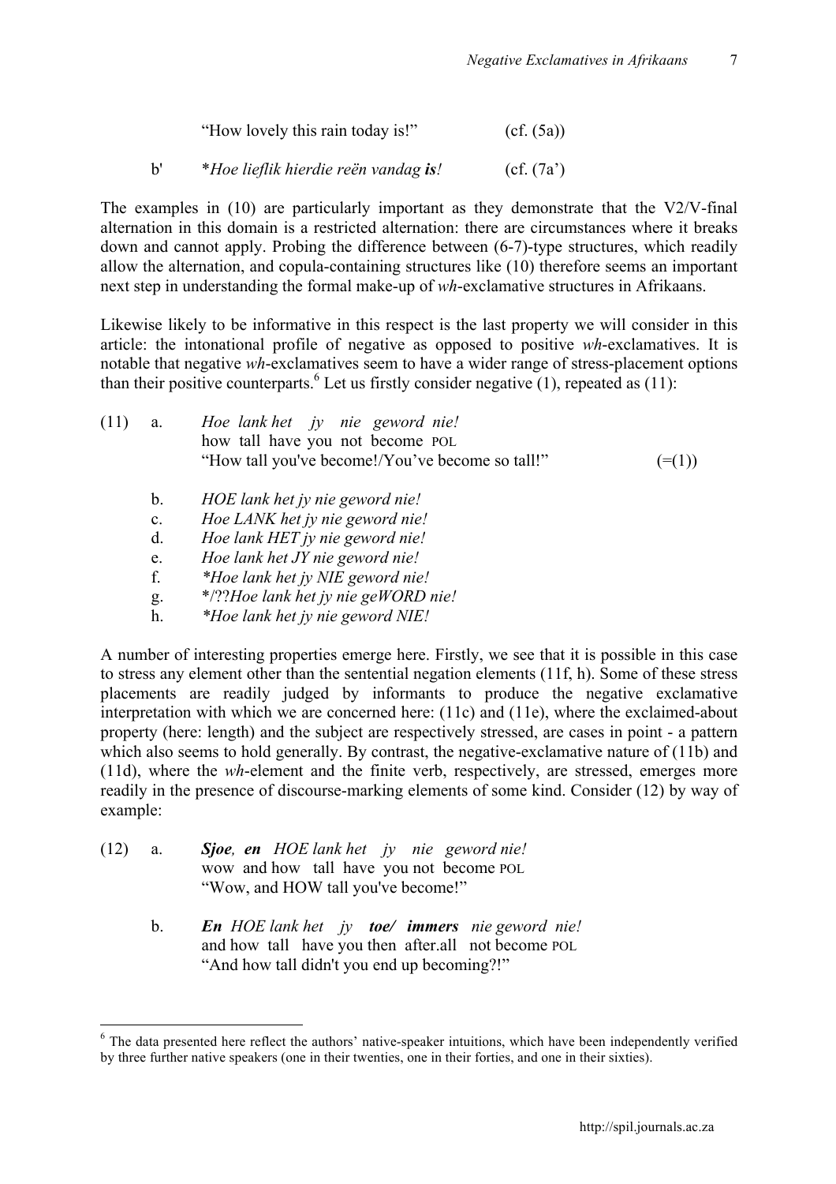"How lovely this rain today is!" (cf. (5a))

b' *\*Hoe lieflik hierdie reën vandag **is**!* (cf. (7a'))

The examples in (10) are particularly important as they demonstrate that the V2/V-final alternation in this domain is a restricted alternation: there are circumstances where it breaks down and cannot apply. Probing the difference between (6-7)-type structures, which readily allow the alternation, and copula-containing structures like (10) therefore seems an important next step in understanding the formal make-up of *wh*-exclamative structures in Afrikaans.

Likewise likely to be informative in this respect is the last property we will consider in this article: the intonational profile of negative as opposed to positive *wh*-exclamatives. It is notable that negative *wh*-exclamatives seem to have a wider range of stress-placement options than their positive counterparts.[6] Let us firstly consider negative (1), repeated as (11):

(11) a. *Hoe lank het jy nie geword nie!*
how tall have you not become POL
"How tall you've become!/You've become so tall!" (=(1))

b. *HOE lank het jy nie geword nie!*

c. *Hoe LANK het jy nie geword nie!*

d. *Hoe lank HET jy nie geword nie!*

e. *Hoe lank het JY nie geword nie!*

f. *\*Hoe lank het jy NIE geword nie!*

g. \*/??*Hoe lank het jy nie geWORD nie!*

h. *\*Hoe lank het jy nie geword NIE!*

A number of interesting properties emerge here. Firstly, we see that it is possible in this case to stress any element other than the sentential negation elements (11f, h). Some of these stress placements are readily judged by informants to produce the negative exclamative interpretation with which we are concerned here: (11c) and (11e), where the exclaimed-about property (here: length) and the subject are respectively stressed, are cases in point - a pattern which also seems to hold generally. By contrast, the negative-exclamative nature of (11b) and (11d), where the *wh*-element and the finite verb, respectively, are stressed, emerges more readily in the presence of discourse-marking elements of some kind. Consider (12) by way of example:

(12) a. ***Sjoe**, **en** HOE lank het jy nie geword nie!*
wow and how tall have you not become POL
"Wow, and HOW tall you've become!"

b. ***En** HOE lank het jy **toe/ immers** nie geword nie!*
and how tall have you then after.all not become POL
"And how tall didn't you end up becoming?!"

---

[6] The data presented here reflect the authors' native-speaker intuitions, which have been independently verified by three further native speakers (one in their twenties, one in their forties, and one in their sixties).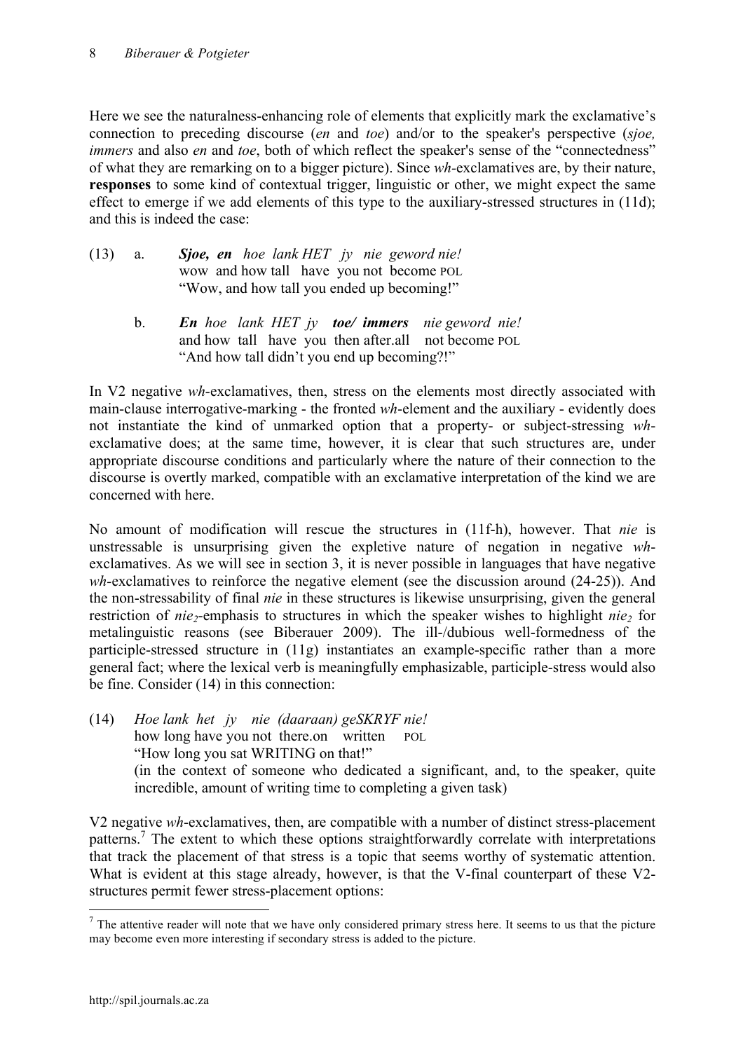Here we see the naturalness-enhancing role of elements that explicitly mark the exclamative's connection to preceding discourse (*en* and *toe*) and/or to the speaker's perspective (*sjoe, immers* and also *en* and *toe*, both of which reflect the speaker's sense of the "connectedness" of what they are remarking on to a bigger picture). Since *wh*-exclamatives are, by their nature, **responses** to some kind of contextual trigger, linguistic or other, we might expect the same effect to emerge if we add elements of this type to the auxiliary-stressed structures in (11d); and this is indeed the case:

(13) a. ***Sjoe, en*** *hoe lank HET jy nie geword nie!*
wow and how tall have you not become POL
"Wow, and how tall you ended up becoming!"

b. ***En*** *hoe lank HET jy* ***toe/ immers*** *nie geword nie!*
and how tall have you then after.all not become POL
"And how tall didn't you end up becoming?!"

In V2 negative *wh*-exclamatives, then, stress on the elements most directly associated with main-clause interrogative-marking - the fronted *wh*-element and the auxiliary - evidently does not instantiate the kind of unmarked option that a property- or subject-stressing *wh*-exclamative does; at the same time, however, it is clear that such structures are, under appropriate discourse conditions and particularly where the nature of their connection to the discourse is overtly marked, compatible with an exclamative interpretation of the kind we are concerned with here.

No amount of modification will rescue the structures in (11f-h), however. That *nie* is unstressable is unsurprising given the expletive nature of negation in negative *wh*-exclamatives. As we will see in section 3, it is never possible in languages that have negative *wh*-exclamatives to reinforce the negative element (see the discussion around (24-25)). And the non-stressability of final *nie* in these structures is likewise unsurprising, given the general restriction of *nie*$_2$-emphasis to structures in which the speaker wishes to highlight *nie*$_2$ for metalinguistic reasons (see Biberauer 2009). The ill-/dubious well-formedness of the participle-stressed structure in (11g) instantiates an example-specific rather than a more general fact; where the lexical verb is meaningfully emphasizable, participle-stress would also be fine. Consider (14) in this connection:

(14) *Hoe lank het jy nie (daaraan) geSKRYF nie!*
how long have you not there.on written POL
"How long you sat WRITING on that!"
(in the context of someone who dedicated a significant, and, to the speaker, quite incredible, amount of writing time to completing a given task)

V2 negative *wh*-exclamatives, then, are compatible with a number of distinct stress-placement patterns.[7] The extent to which these options straightforwardly correlate with interpretations that track the placement of that stress is a topic that seems worthy of systematic attention. What is evident at this stage already, however, is that the V-final counterpart of these V2-structures permit fewer stress-placement options:

[7] The attentive reader will note that we have only considered primary stress here. It seems to us that the picture may become even more interesting if secondary stress is added to the picture.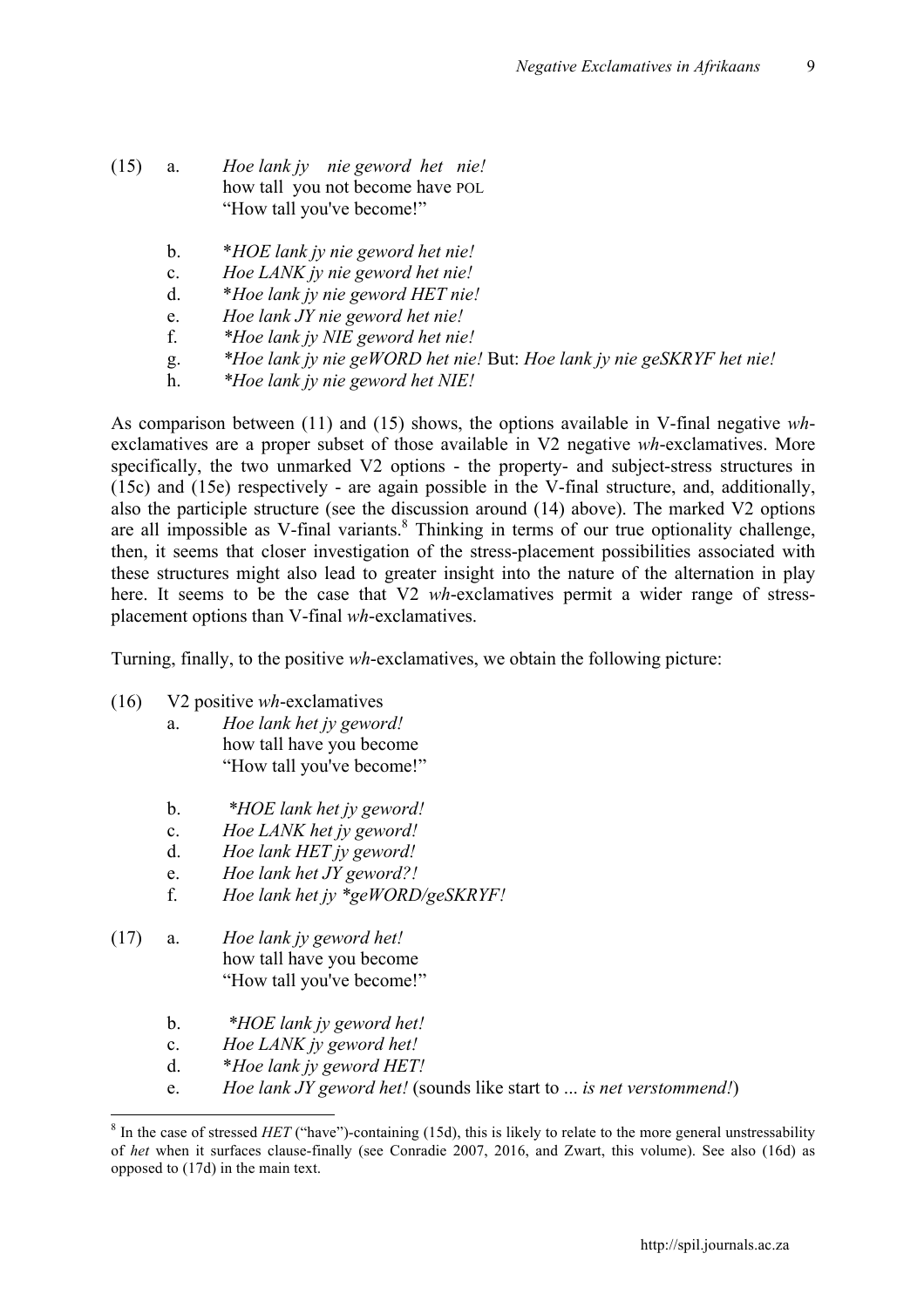(15) a. *Hoe lank jy nie geword het nie!*  
how tall you not become have POL  
"How tall you've become!"

b. \**HOE lank jy nie geword het nie!*  
c. *Hoe LANK jy nie geword het nie!*  
d. \**Hoe lank jy nie geword HET nie!*  
e. *Hoe lank JY nie geword het nie!*  
f. *\*Hoe lank jy NIE geword het nie!*  
g. *\*Hoe lank jy nie geWORD het nie!* But: *Hoe lank jy nie geSKRYF het nie!*  
h. *\*Hoe lank jy nie geword het NIE!*

As comparison between (11) and (15) shows, the options available in V-final negative *wh*-exclamatives are a proper subset of those available in V2 negative *wh*-exclamatives. More specifically, the two unmarked V2 options - the property- and subject-stress structures in (15c) and (15e) respectively - are again possible in the V-final structure, and, additionally, also the participle structure (see the discussion around (14) above). The marked V2 options are all impossible as V-final variants.[8] Thinking in terms of our true optionality challenge, then, it seems that closer investigation of the stress-placement possibilities associated with these structures might also lead to greater insight into the nature of the alternation in play here. It seems to be the case that V2 *wh*-exclamatives permit a wider range of stress-placement options than V-final *wh*-exclamatives.

Turning, finally, to the positive *wh*-exclamatives, we obtain the following picture:

(16) V2 positive *wh*-exclamatives  
a. *Hoe lank het jy geword!*  
how tall have you become  
"How tall you've become!"

b. *\*HOE lank het jy geword!*  
c. *Hoe LANK het jy geword!*  
d. *Hoe lank HET jy geword!*  
e. *Hoe lank het JY geword?!*  
f. *Hoe lank het jy \*geWORD/geSKRYF!*

(17) a. *Hoe lank jy geword het!*  
how tall have you become  
"How tall you've become!"

b. *\*HOE lank jy geword het!*  
c. *Hoe LANK jy geword het!*  
d. \**Hoe lank jy geword HET!*  
e. *Hoe lank JY geword het!* (sounds like start to ... *is net verstommend!*)

[8] In the case of stressed *HET* ("have")-containing (15d), this is likely to relate to the more general unstressability of *het* when it surfaces clause-finally (see Conradie 2007, 2016, and Zwart, this volume). See also (16d) as opposed to (17d) in the main text.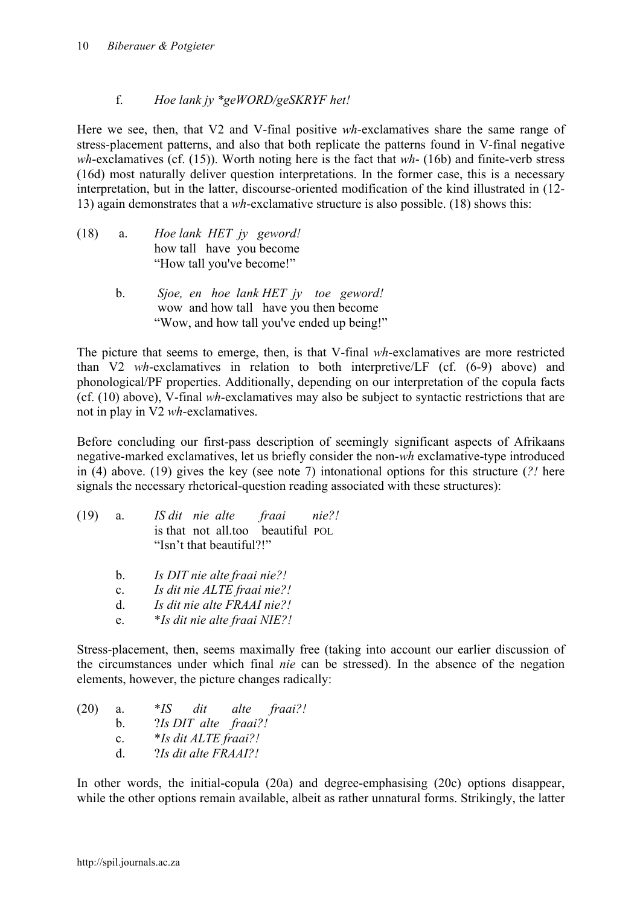f. *Hoe lank jy *geWORD/geSKRYF het!*

Here we see, then, that V2 and V-final positive *wh*-exclamatives share the same range of stress-placement patterns, and also that both replicate the patterns found in V-final negative *wh*-exclamatives (cf. (15)). Worth noting here is the fact that *wh*- (16b) and finite-verb stress (16d) most naturally deliver question interpretations. In the former case, this is a necessary interpretation, but in the latter, discourse-oriented modification of the kind illustrated in (12-13) again demonstrates that a *wh*-exclamative structure is also possible. (18) shows this:

(18) a. *Hoe lank HET jy geword!*
how tall have you become
"How tall you've become!"

b. *Sjoe, en hoe lank HET jy toe geword!*
wow and how tall have you then become
"Wow, and how tall you've ended up being!"

The picture that seems to emerge, then, is that V-final *wh*-exclamatives are more restricted than V2 *wh*-exclamatives in relation to both interpretive/LF (cf. (6-9) above) and phonological/PF properties. Additionally, depending on our interpretation of the copula facts (cf. (10) above), V-final *wh*-exclamatives may also be subject to syntactic restrictions that are not in play in V2 *wh*-exclamatives.

Before concluding our first-pass description of seemingly significant aspects of Afrikaans negative-marked exclamatives, let us briefly consider the non-*wh* exclamative-type introduced in (4) above. (19) gives the key (see note 7) intonational options for this structure (*?!* here signals the necessary rhetorical-question reading associated with these structures):

(19) a. *IS dit nie alte fraai nie?!*
is that not all.too beautiful POL
"Isn't that beautiful?!"

b. *Is DIT nie alte fraai nie?!*

c. *Is dit nie ALTE fraai nie?!*

d. *Is dit nie alte FRAAI nie?!*

e. **Is dit nie alte fraai NIE?!*

Stress-placement, then, seems maximally free (taking into account our earlier discussion of the circumstances under which final *nie* can be stressed). In the absence of the negation elements, however, the picture changes radically:

(20) a. **IS dit alte fraai?!*

b. ?*Is DIT alte fraai?!*

c. **Is dit ALTE fraai?!*

d. ?*Is dit alte FRAAI?!*

In other words, the initial-copula (20a) and degree-emphasising (20c) options disappear, while the other options remain available, albeit as rather unnatural forms. Strikingly, the latter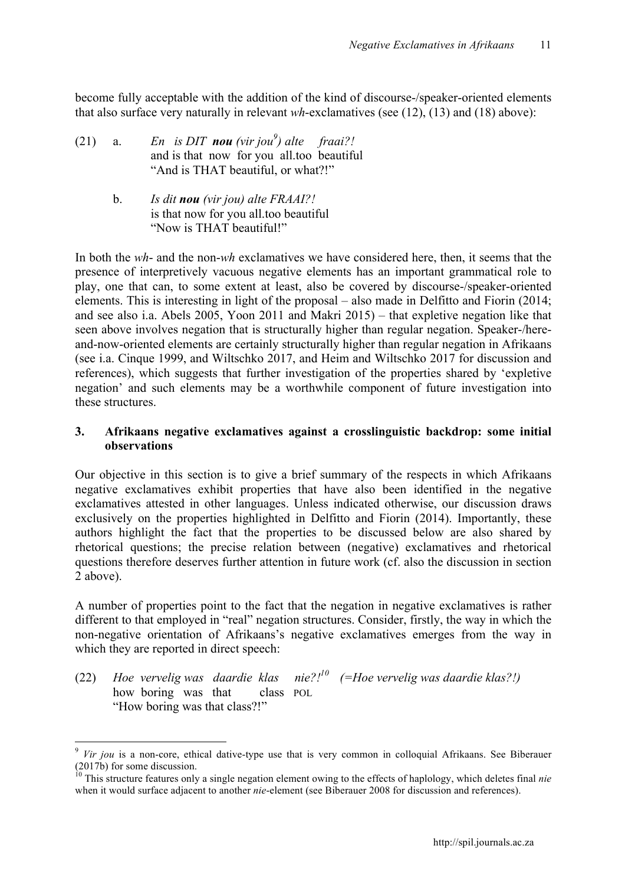become fully acceptable with the addition of the kind of discourse-/speaker-oriented elements that also surface very naturally in relevant *wh*-exclamatives (see (12), (13) and (18) above):

(21) a. *En is DIT **nou** (vir jou*[9]*) alte fraai?!*
and is that now for you all.too beautiful
"And is THAT beautiful, or what?!"

b. *Is dit **nou** (vir jou) alte FRAAI?!*
is that now for you all.too beautiful
"Now is THAT beautiful!"

In both the *wh*- and the non-*wh* exclamatives we have considered here, then, it seems that the presence of interpretively vacuous negative elements has an important grammatical role to play, one that can, to some extent at least, also be covered by discourse-/speaker-oriented elements. This is interesting in light of the proposal – also made in Delfitto and Fiorin (2014; and see also i.a. Abels 2005, Yoon 2011 and Makri 2015) – that expletive negation like that seen above involves negation that is structurally higher than regular negation. Speaker-/here-and-now-oriented elements are certainly structurally higher than regular negation in Afrikaans (see i.a. Cinque 1999, and Wiltschko 2017, and Heim and Wiltschko 2017 for discussion and references), which suggests that further investigation of the properties shared by 'expletive negation' and such elements may be a worthwhile component of future investigation into these structures.

## 3. Afrikaans negative exclamatives against a crosslinguistic backdrop: some initial observations

Our objective in this section is to give a brief summary of the respects in which Afrikaans negative exclamatives exhibit properties that have also been identified in the negative exclamatives attested in other languages. Unless indicated otherwise, our discussion draws exclusively on the properties highlighted in Delfitto and Fiorin (2014). Importantly, these authors highlight the fact that the properties to be discussed below are also shared by rhetorical questions; the precise relation between (negative) exclamatives and rhetorical questions therefore deserves further attention in future work (cf. also the discussion in section 2 above).

A number of properties point to the fact that the negation in negative exclamatives is rather different to that employed in "real" negation structures. Consider, firstly, the way in which the non-negative orientation of Afrikaans's negative exclamatives emerges from the way in which they are reported in direct speech:

(22) *Hoe vervelig was daardie klas nie?!*[10] *(=Hoe vervelig was daardie klas?!)*
how boring was that class POL
"How boring was that class?!"

---

[9] *Vir jou* is a non-core, ethical dative-type use that is very common in colloquial Afrikaans. See Biberauer (2017b) for some discussion.

[10] This structure features only a single negation element owing to the effects of haplology, which deletes final *nie* when it would surface adjacent to another *nie*-element (see Biberauer 2008 for discussion and references).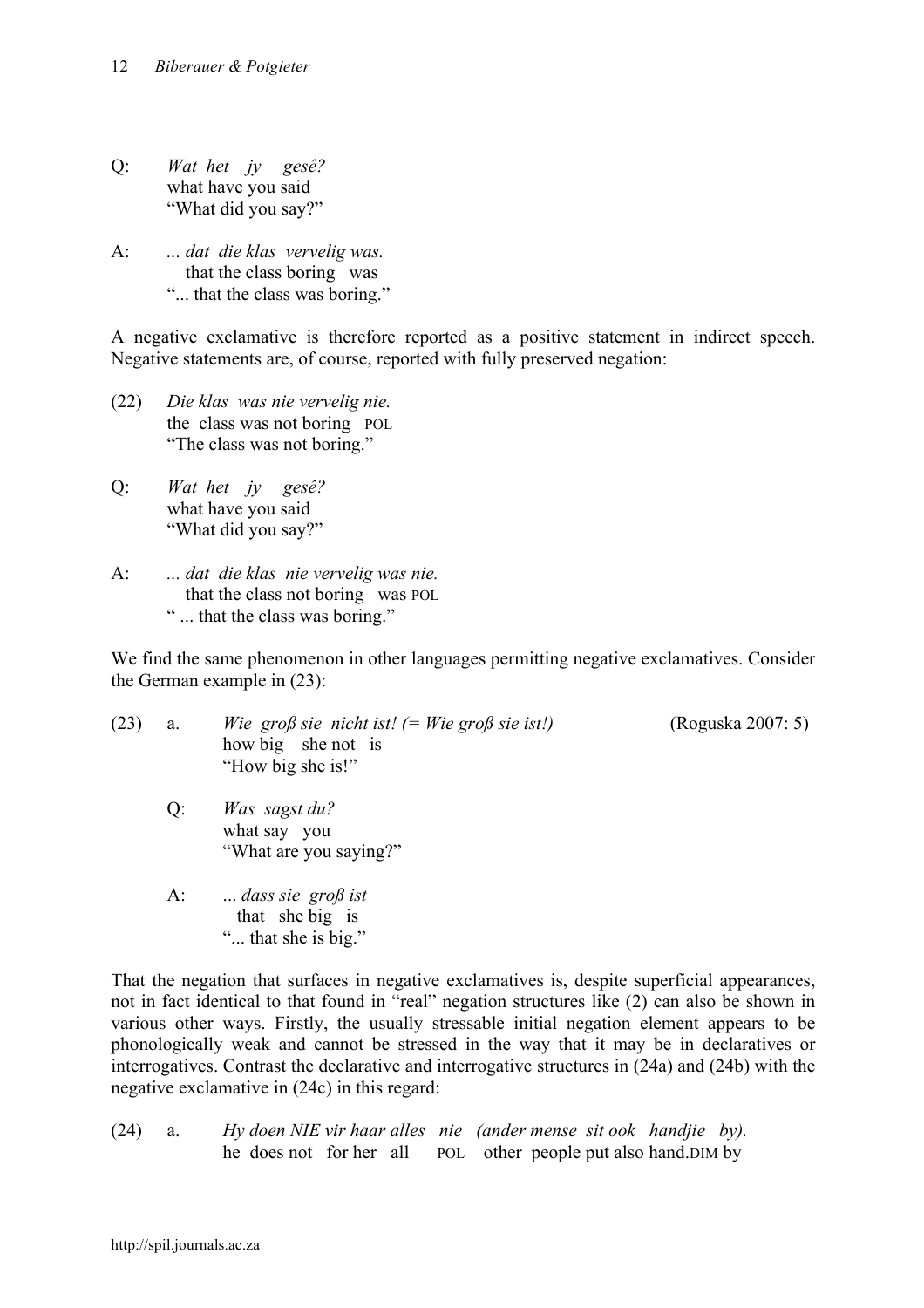Q: *Wat het jy gesê?*
what have you said
"What did you say?"

A: *... dat die klas vervelig was.*
that the class boring was
"... that the class was boring."

A negative exclamative is therefore reported as a positive statement in indirect speech. Negative statements are, of course, reported with fully preserved negation:

(22) *Die klas was nie vervelig nie.*
the class was not boring POL
"The class was not boring."

Q: *Wat het jy gesê?*
what have you said
"What did you say?"

A: *... dat die klas nie vervelig was nie.*
that the class not boring was POL
" ... that the class was boring."

We find the same phenomenon in other languages permitting negative exclamatives. Consider the German example in (23):

(23) a. *Wie groß sie nicht ist! (= Wie groß sie ist!)* (Roguska 2007: 5)
how big she not is
"How big she is!"

Q: *Was sagst du?*
what say you
"What are you saying?"

A: *... dass sie groß ist*
that she big is
"... that she is big."

That the negation that surfaces in negative exclamatives is, despite superficial appearances, not in fact identical to that found in "real" negation structures like (2) can also be shown in various other ways. Firstly, the usually stressable initial negation element appears to be phonologically weak and cannot be stressed in the way that it may be in declaratives or interrogatives. Contrast the declarative and interrogative structures in (24a) and (24b) with the negative exclamative in (24c) in this regard:

(24) a. *Hy doen NIE vir haar alles nie (ander mense sit ook handjie by).*
he does not for her all POL other people put also hand.DIM by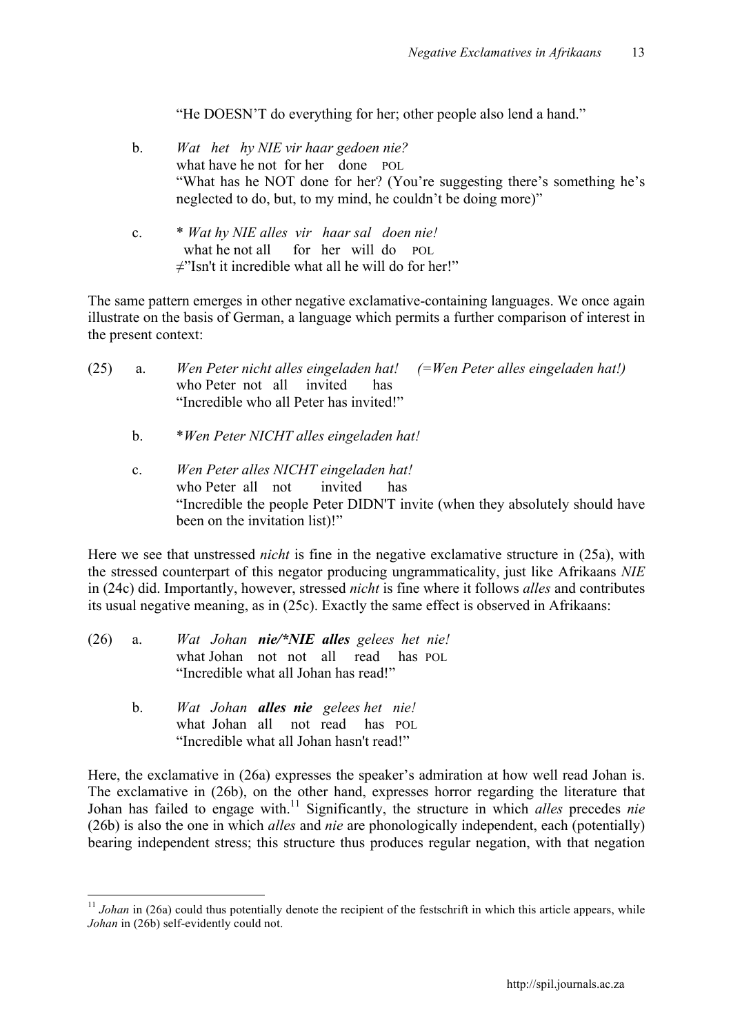"He DOESN'T do everything for her; other people also lend a hand."

b. *Wat het hy NIE vir haar gedoen nie?*
what have he not for her done POL
"What has he NOT done for her? (You're suggesting there's something he's neglected to do, but, to my mind, he couldn't be doing more)"

c. * *Wat hy NIE alles vir haar sal doen nie!*
what he not all for her will do POL
≠"Isn't it incredible what all he will do for her!"

The same pattern emerges in other negative exclamative-containing languages. We once again illustrate on the basis of German, a language which permits a further comparison of interest in the present context:

(25) a. *Wen Peter nicht alles eingeladen hat!* *(=Wen Peter alles eingeladen hat!)*
who Peter not all invited has
"Incredible who all Peter has invited!"

b. **Wen Peter NICHT alles eingeladen hat!*

c. *Wen Peter alles NICHT eingeladen hat!*
who Peter all not invited has
"Incredible the people Peter DIDN'T invite (when they absolutely should have been on the invitation list)!"

Here we see that unstressed *nicht* is fine in the negative exclamative structure in (25a), with the stressed counterpart of this negator producing ungrammaticality, just like Afrikaans *NIE* in (24c) did. Importantly, however, stressed *nicht* is fine where it follows *alles* and contributes its usual negative meaning, as in (25c). Exactly the same effect is observed in Afrikaans:

(26) a. *Wat Johan* ***nie/*NIE alles*** *gelees het nie!*
what Johan not not all read has POL
"Incredible what all Johan has read!"

b. *Wat Johan* ***alles nie*** *gelees het nie!*
what Johan all not read has POL
"Incredible what all Johan hasn't read!"

Here, the exclamative in (26a) expresses the speaker's admiration at how well read Johan is. The exclamative in (26b), on the other hand, expresses horror regarding the literature that Johan has failed to engage with.[11] Significantly, the structure in which *alles* precedes *nie* (26b) is also the one in which *alles* and *nie* are phonologically independent, each (potentially) bearing independent stress; this structure thus produces regular negation, with that negation

---

[11] *Johan* in (26a) could thus potentially denote the recipient of the festschrift in which this article appears, while *Johan* in (26b) self-evidently could not.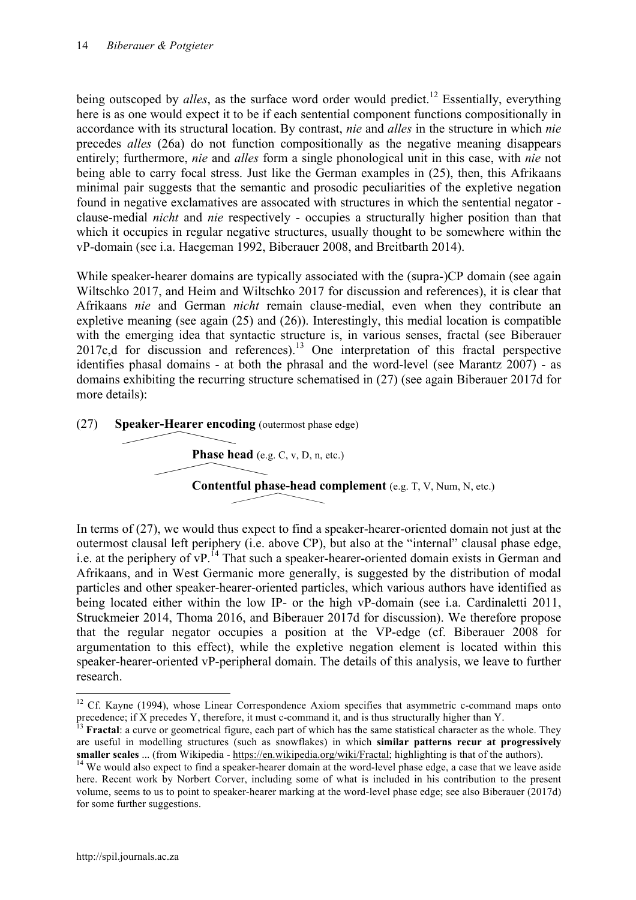being outscoped by *alles*, as the surface word order would predict.[12] Essentially, everything here is as one would expect it to be if each sentential component functions compositionally in accordance with its structural location. By contrast, *nie* and *alles* in the structure in which *nie* precedes *alles* (26a) do not function compositionally as the negative meaning disappears entirely; furthermore, *nie* and *alles* form a single phonological unit in this case, with *nie* not being able to carry focal stress. Just like the German examples in (25), then, this Afrikaans minimal pair suggests that the semantic and prosodic peculiarities of the expletive negation found in negative exclamatives are assocated with structures in which the sentential negator - clause-medial *nicht* and *nie* respectively - occupies a structurally higher position than that which it occupies in regular negative structures, usually thought to be somewhere within the vP-domain (see i.a. Haegeman 1992, Biberauer 2008, and Breitbarth 2014).

While speaker-hearer domains are typically associated with the (supra-)CP domain (see again Wiltschko 2017, and Heim and Wiltschko 2017 for discussion and references), it is clear that Afrikaans *nie* and German *nicht* remain clause-medial, even when they contribute an expletive meaning (see again (25) and (26)). Interestingly, this medial location is compatible with the emerging idea that syntactic structure is, in various senses, fractal (see Biberauer 2017c,d for discussion and references).[13] One interpretation of this fractal perspective identifies phasal domains - at both the phrasal and the word-level (see Marantz 2007) - as domains exhibiting the recurring structure schematised in (27) (see again Biberauer 2017d for more details):

(27) **Speaker-Hearer encoding** (outermost phase edge)

  **Phase head** (e.g. C, v, D, n, etc.)

    **Contentful phase-head complement** (e.g. T, V, Num, N, etc.)

In terms of (27), we would thus expect to find a speaker-hearer-oriented domain not just at the outermost clausal left periphery (i.e. above CP), but also at the "internal" clausal phase edge, i.e. at the periphery of vP.[14] That such a speaker-hearer-oriented domain exists in German and Afrikaans, and in West Germanic more generally, is suggested by the distribution of modal particles and other speaker-hearer-oriented particles, which various authors have identified as being located either within the low IP- or the high vP-domain (see i.a. Cardinaletti 2011, Struckmeier 2014, Thoma 2016, and Biberauer 2017d for discussion). We therefore propose that the regular negator occupies a position at the VP-edge (cf. Biberauer 2008 for argumentation to this effect), while the expletive negation element is located within this speaker-hearer-oriented vP-peripheral domain. The details of this analysis, we leave to further research.

---

[12] Cf. Kayne (1994), whose Linear Correspondence Axiom specifies that asymmetric c-command maps onto precedence; if X precedes Y, therefore, it must c-command it, and is thus structurally higher than Y.

[13] **Fractal**: a curve or geometrical figure, each part of which has the same statistical character as the whole. They are useful in modelling structures (such as snowflakes) in which **similar patterns recur at progressively smaller scales** ... (from Wikipedia - https://en.wikipedia.org/wiki/Fractal; highlighting is that of the authors).

[14] We would also expect to find a speaker-hearer domain at the word-level phase edge, a case that we leave aside here. Recent work by Norbert Corver, including some of what is included in his contribution to the present volume, seems to us to point to speaker-hearer marking at the word-level phase edge; see also Biberauer (2017d) for some further suggestions.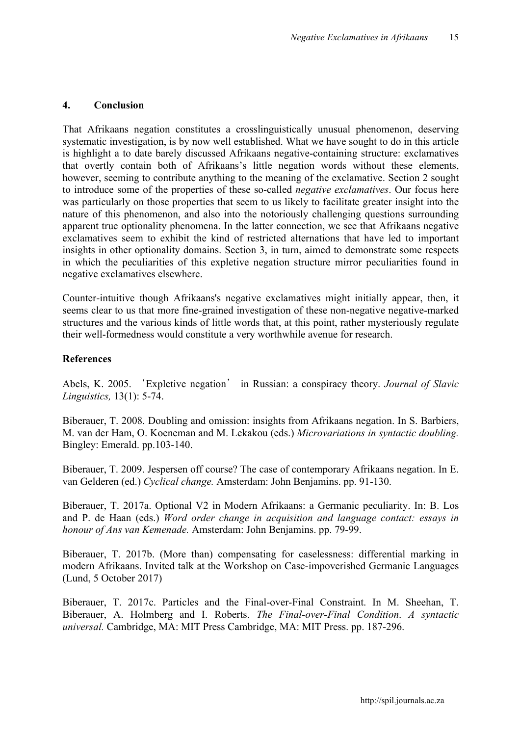## 4. Conclusion

That Afrikaans negation constitutes a crosslinguistically unusual phenomenon, deserving systematic investigation, is by now well established. What we have sought to do in this article is highlight a to date barely discussed Afrikaans negative-containing structure: exclamatives that overtly contain both of Afrikaans's little negation words without these elements, however, seeming to contribute anything to the meaning of the exclamative. Section 2 sought to introduce some of the properties of these so-called *negative exclamatives*. Our focus here was particularly on those properties that seem to us likely to facilitate greater insight into the nature of this phenomenon, and also into the notoriously challenging questions surrounding apparent true optionality phenomena. In the latter connection, we see that Afrikaans negative exclamatives seem to exhibit the kind of restricted alternations that have led to important insights in other optionality domains. Section 3, in turn, aimed to demonstrate some respects in which the peculiarities of this expletive negation structure mirror peculiarities found in negative exclamatives elsewhere.

Counter-intuitive though Afrikaans's negative exclamatives might initially appear, then, it seems clear to us that more fine-grained investigation of these non-negative negative-marked structures and the various kinds of little words that, at this point, rather mysteriously regulate their well-formedness would constitute a very worthwhile avenue for research.

## References

Abels, K. 2005. 'Expletive negation' in Russian: a conspiracy theory. *Journal of Slavic Linguistics,* 13(1): 5-74.

Biberauer, T. 2008. Doubling and omission: insights from Afrikaans negation. In S. Barbiers, M. van der Ham, O. Koeneman and M. Lekakou (eds.) *Microvariations in syntactic doubling.* Bingley: Emerald. pp.103-140.

Biberauer, T. 2009. Jespersen off course? The case of contemporary Afrikaans negation. In E. van Gelderen (ed.) *Cyclical change.* Amsterdam: John Benjamins. pp. 91-130.

Biberauer, T. 2017a. Optional V2 in Modern Afrikaans: a Germanic peculiarity. In: B. Los and P. de Haan (eds.) *Word order change in acquisition and language contact: essays in honour of Ans van Kemenade.* Amsterdam: John Benjamins. pp. 79-99.

Biberauer, T. 2017b. (More than) compensating for caselessness: differential marking in modern Afrikaans. Invited talk at the Workshop on Case-impoverished Germanic Languages (Lund, 5 October 2017)

Biberauer, T. 2017c. Particles and the Final-over-Final Constraint. In M. Sheehan, T. Biberauer, A. Holmberg and I. Roberts. *The Final-over-Final Condition. A syntactic universal.* Cambridge, MA: MIT Press Cambridge, MA: MIT Press. pp. 187-296.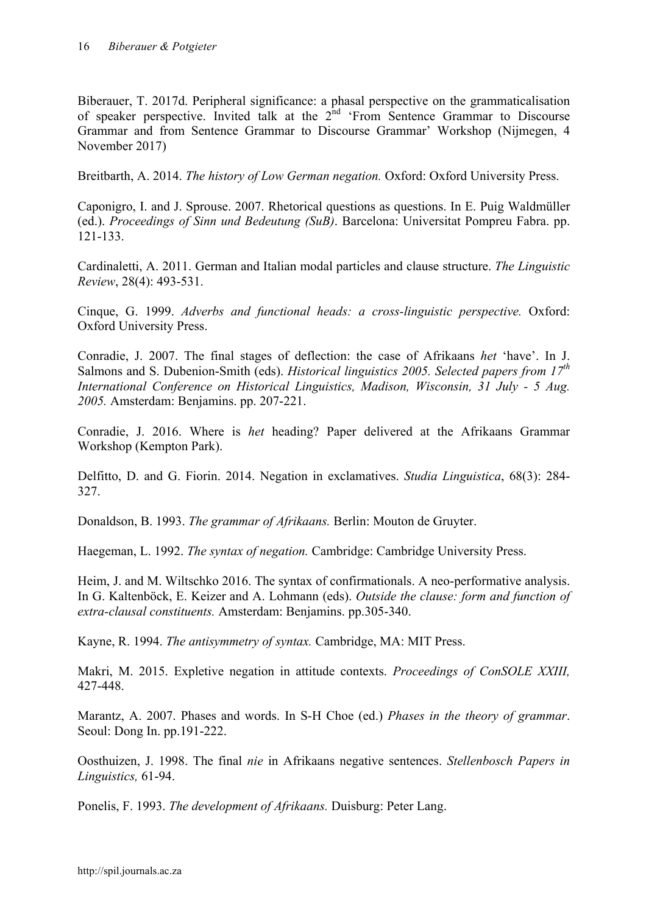Biberauer, T. 2017d. Peripheral significance: a phasal perspective on the grammaticalisation of speaker perspective. Invited talk at the 2nd 'From Sentence Grammar to Discourse Grammar and from Sentence Grammar to Discourse Grammar' Workshop (Nijmegen, 4 November 2017)

Breitbarth, A. 2014. *The history of Low German negation.* Oxford: Oxford University Press.

Caponigro, I. and J. Sprouse. 2007. Rhetorical questions as questions. In E. Puig Waldmüller (ed.). *Proceedings of Sinn und Bedeutung (SuB)*. Barcelona: Universitat Pompreu Fabra. pp. 121-133.

Cardinaletti, A. 2011. German and Italian modal particles and clause structure. *The Linguistic Review*, 28(4): 493-531.

Cinque, G. 1999. *Adverbs and functional heads: a cross-linguistic perspective.* Oxford: Oxford University Press.

Conradie, J. 2007. The final stages of deflection: the case of Afrikaans *het* 'have'. In J. Salmons and S. Dubenion-Smith (eds). *Historical linguistics 2005. Selected papers from 17th International Conference on Historical Linguistics, Madison, Wisconsin, 31 July - 5 Aug. 2005.* Amsterdam: Benjamins. pp. 207-221.

Conradie, J. 2016. Where is *het* heading? Paper delivered at the Afrikaans Grammar Workshop (Kempton Park).

Delfitto, D. and G. Fiorin. 2014. Negation in exclamatives. *Studia Linguistica*, 68(3): 284-327.

Donaldson, B. 1993. *The grammar of Afrikaans.* Berlin: Mouton de Gruyter.

Haegeman, L. 1992. *The syntax of negation.* Cambridge: Cambridge University Press.

Heim, J. and M. Wiltschko 2016. The syntax of confirmationals. A neo-performative analysis. In G. Kaltenböck, E. Keizer and A. Lohmann (eds). *Outside the clause: form and function of extra-clausal constituents.* Amsterdam: Benjamins. pp.305-340.

Kayne, R. 1994. *The antisymmetry of syntax.* Cambridge, MA: MIT Press.

Makri, M. 2015. Expletive negation in attitude contexts. *Proceedings of ConSOLE XXIII,* 427-448.

Marantz, A. 2007. Phases and words. In S-H Choe (ed.) *Phases in the theory of grammar*. Seoul: Dong In. pp.191-222.

Oosthuizen, J. 1998. The final *nie* in Afrikaans negative sentences. *Stellenbosch Papers in Linguistics,* 61-94.

Ponelis, F. 1993. *The development of Afrikaans.* Duisburg: Peter Lang.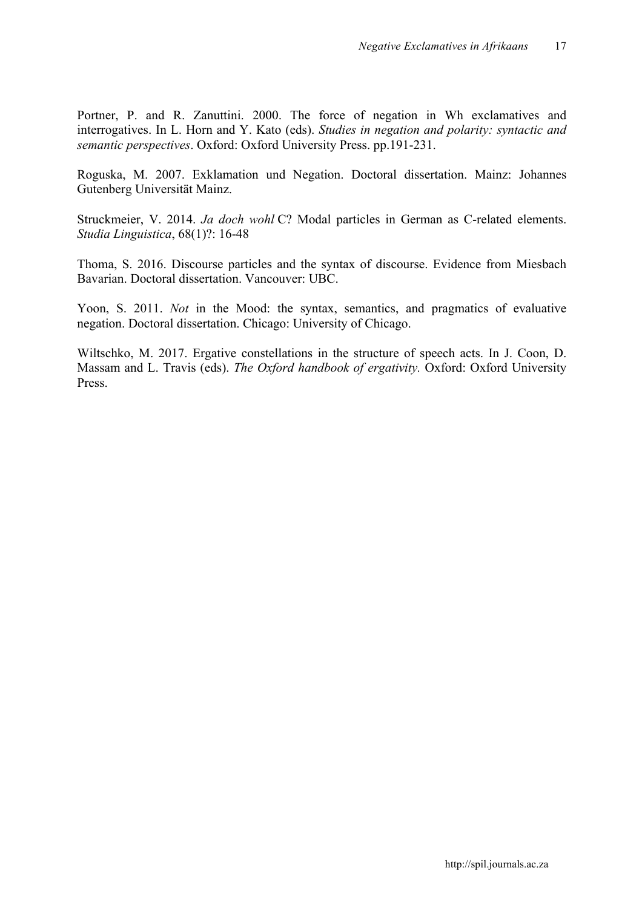Portner, P. and R. Zanuttini. 2000. The force of negation in Wh exclamatives and interrogatives. In L. Horn and Y. Kato (eds). *Studies in negation and polarity: syntactic and semantic perspectives*. Oxford: Oxford University Press. pp.191-231.

Roguska, M. 2007. Exklamation und Negation. Doctoral dissertation. Mainz: Johannes Gutenberg Universität Mainz.

Struckmeier, V. 2014. *Ja doch wohl* C? Modal particles in German as C-related elements. *Studia Linguistica*, 68(1)?: 16-48

Thoma, S. 2016. Discourse particles and the syntax of discourse. Evidence from Miesbach Bavarian. Doctoral dissertation. Vancouver: UBC.

Yoon, S. 2011. *Not* in the Mood: the syntax, semantics, and pragmatics of evaluative negation. Doctoral dissertation. Chicago: University of Chicago.

Wiltschko, M. 2017. Ergative constellations in the structure of speech acts. In J. Coon, D. Massam and L. Travis (eds). *The Oxford handbook of ergativity.* Oxford: Oxford University Press.